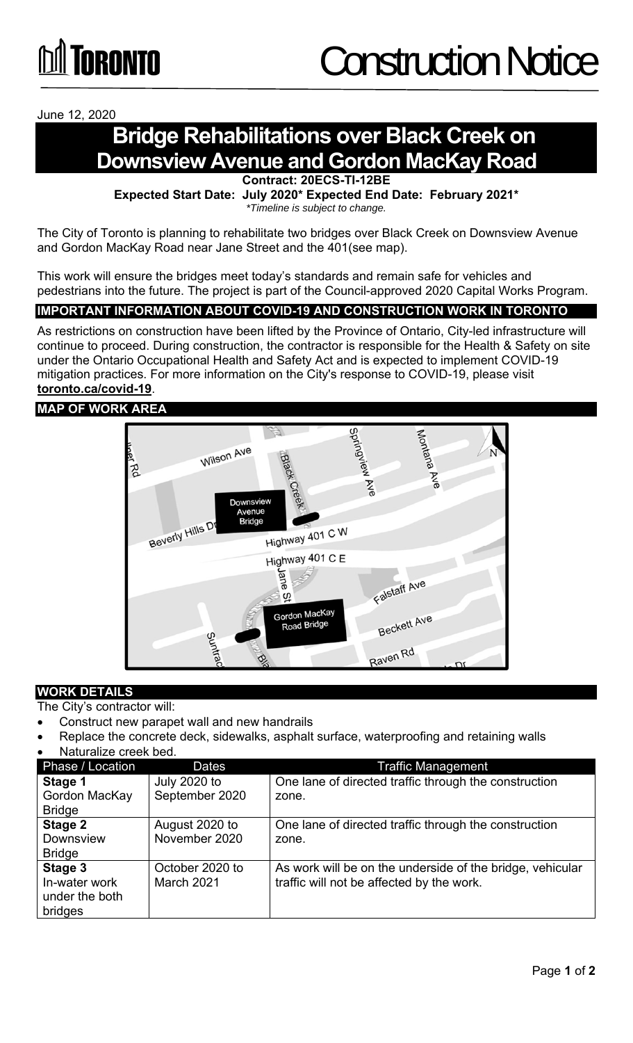# Toronto Construction Notice

June 12, 2020

# Bridge Rehabilitations over Black Creek on Downsview Avenue and Gordon MacKay Road

**Contract: 20ECS-TI-12BE**

**Expected Start Date: July 2020* Expected End Date: February 2021***

*\*Timeline is subject to change.*

The City of Toronto is planning to rehabilitate two bridges over Black Creek on Downsview Avenue and Gordon MacKay Road near Jane Street and the 401(see map).

This work will ensure the bridges meet today's standards and remain safe for vehicles and pedestrians into the future. The project is part of the Council-approved 2020 Capital Works Program.

## IMPORTANT INFORMATION ABOUT COVID-19 AND CONSTRUCTION WORK IN TORONTO

As restrictions on construction have been lifted by the Province of Ontario, City-led infrastructure will continue to proceed. During construction, the contractor is responsible for the Health & Safety on site under the Ontario Occupational Health and Safety Act and is expected to implement COVID-19 mitigation practices. For more information on the City's response to COVID-19, please visit **toronto.ca/covid-19**.

## MAP OF WORK AREA

## WORK DETAILS

The City's contractor will:

- Construct new parapet wall and new handrails
- Replace the concrete deck, sidewalks, asphalt surface, waterproofing and retaining walls
- Naturalize creek bed.

| Phase / Location | Dates | Traffic Management |
|---|---|---|
| **Stage 1** Gordon MacKay Bridge | July 2020 to September 2020 | One lane of directed traffic through the construction zone. |
| **Stage 2** Downsview Bridge | August 2020 to November 2020 | One lane of directed traffic through the construction zone. |
| **Stage 3** In-water work under the both bridges | October 2020 to March 2021 | As work will be on the underside of the bridge, vehicular traffic will not be affected by the work. |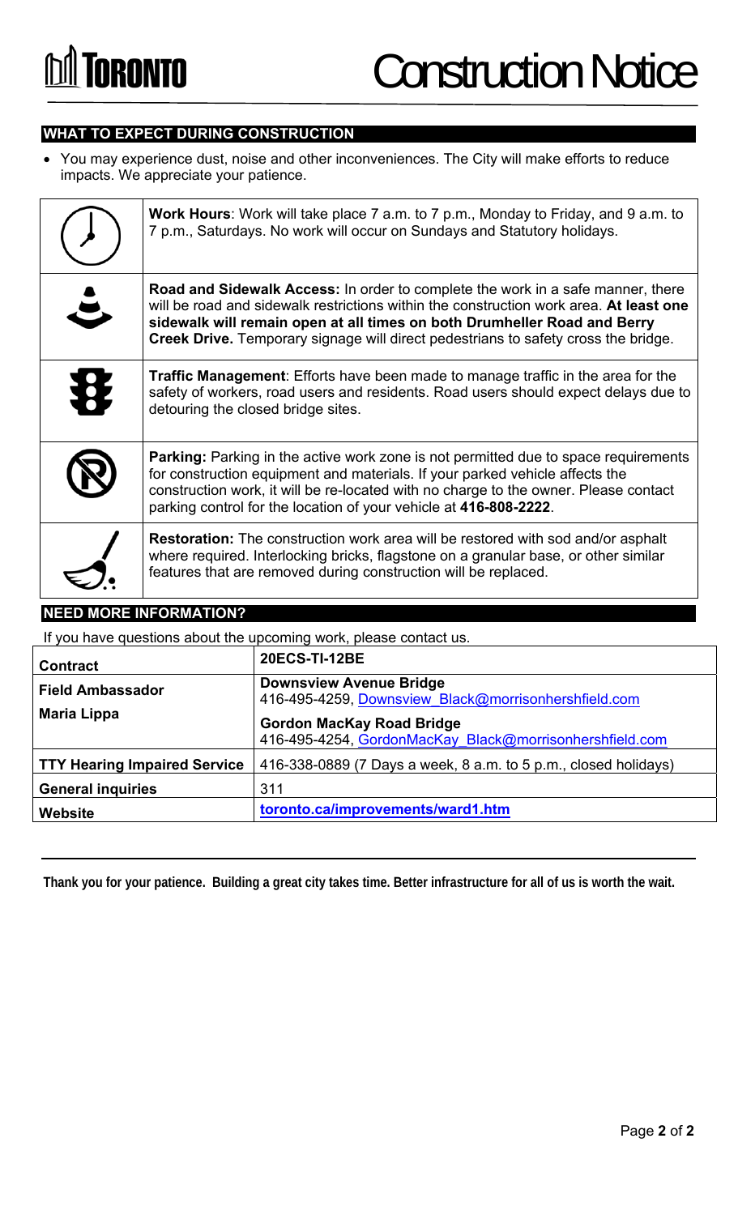# Toronto Construction Notice

## WHAT TO EXPECT DURING CONSTRUCTION

- You may experience dust, noise and other inconveniences. The City will make efforts to reduce impacts. We appreciate your patience.

**Work Hours**: Work will take place 7 a.m. to 7 p.m., Monday to Friday, and 9 a.m. to 7 p.m., Saturdays. No work will occur on Sundays and Statutory holidays.

**Road and Sidewalk Access:** In order to complete the work in a safe manner, there will be road and sidewalk restrictions within the construction work area. **At least one sidewalk will remain open at all times on both Drumheller Road and Berry Creek Drive.** Temporary signage will direct pedestrians to safety cross the bridge.

**Traffic Management**: Efforts have been made to manage traffic in the area for the safety of workers, road users and residents. Road users should expect delays due to detouring the closed bridge sites.

**Parking:** Parking in the active work zone is not permitted due to space requirements for construction equipment and materials. If your parked vehicle affects the construction work, it will be re-located with no charge to the owner. Please contact parking control for the location of your vehicle at **416-808-2222**.

**Restoration:** The construction work area will be restored with sod and/or asphalt where required. Interlocking bricks, flagstone on a granular base, or other similar features that are removed during construction will be replaced.

## NEED MORE INFORMATION?

If you have questions about the upcoming work, please contact us.

| | |
|---|---|
| **Contract** | **20ECS-TI-12BE** |
| **Field Ambassador**<br>**Maria Lippa** | **Downsview Avenue Bridge**<br>416-495-4259, Downsview_Black@morrisonhershfield.com<br>**Gordon MacKay Road Bridge**<br>416-495-4254, GordonMacKay_Black@morrisonhershfield.com |
| **TTY Hearing Impaired Service** | 416-338-0889 (7 Days a week, 8 a.m. to 5 p.m., closed holidays) |
| **General inquiries** | 311 |
| **Website** | **toronto.ca/improvements/ward1.htm** |

**Thank you for your patience. Building a great city takes time. Better infrastructure for all of us is worth the wait.**